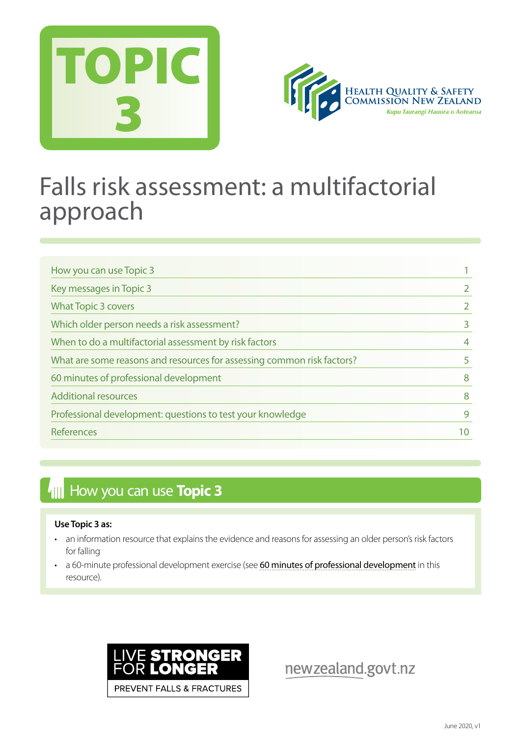# TOPIC 3

HEALTH QUALITY & SAFETY COMMISSION NEW ZEALAND

*Kupu Taurangi Hauora o Aotearoa*

# Falls risk assessment: a multifactorial approach

| | |
|---|---|
| How you can use Topic 3 | 1 |
| Key messages in Topic 3 | 2 |
| What Topic 3 covers | 2 |
| Which older person needs a risk assessment? | 3 |
| When to do a multifactorial assessment by risk factors | 4 |
| What are some reasons and resources for assessing common risk factors? | 5 |
| 60 minutes of professional development | 8 |
| Additional resources | 8 |
| Professional development: questions to test your knowledge | 9 |
| References | 10 |

## How you can use **Topic 3**

**Use Topic 3 as:**

- an information resource that explains the evidence and reasons for assessing an older person's risk factors for falling
- a 60-minute professional development exercise (see 60 minutes of professional development in this resource).

LIVE **STRONGER** FOR **LONGER**

PREVENT FALLS & FRACTURES

newzealand.govt.nz

June 2020, v1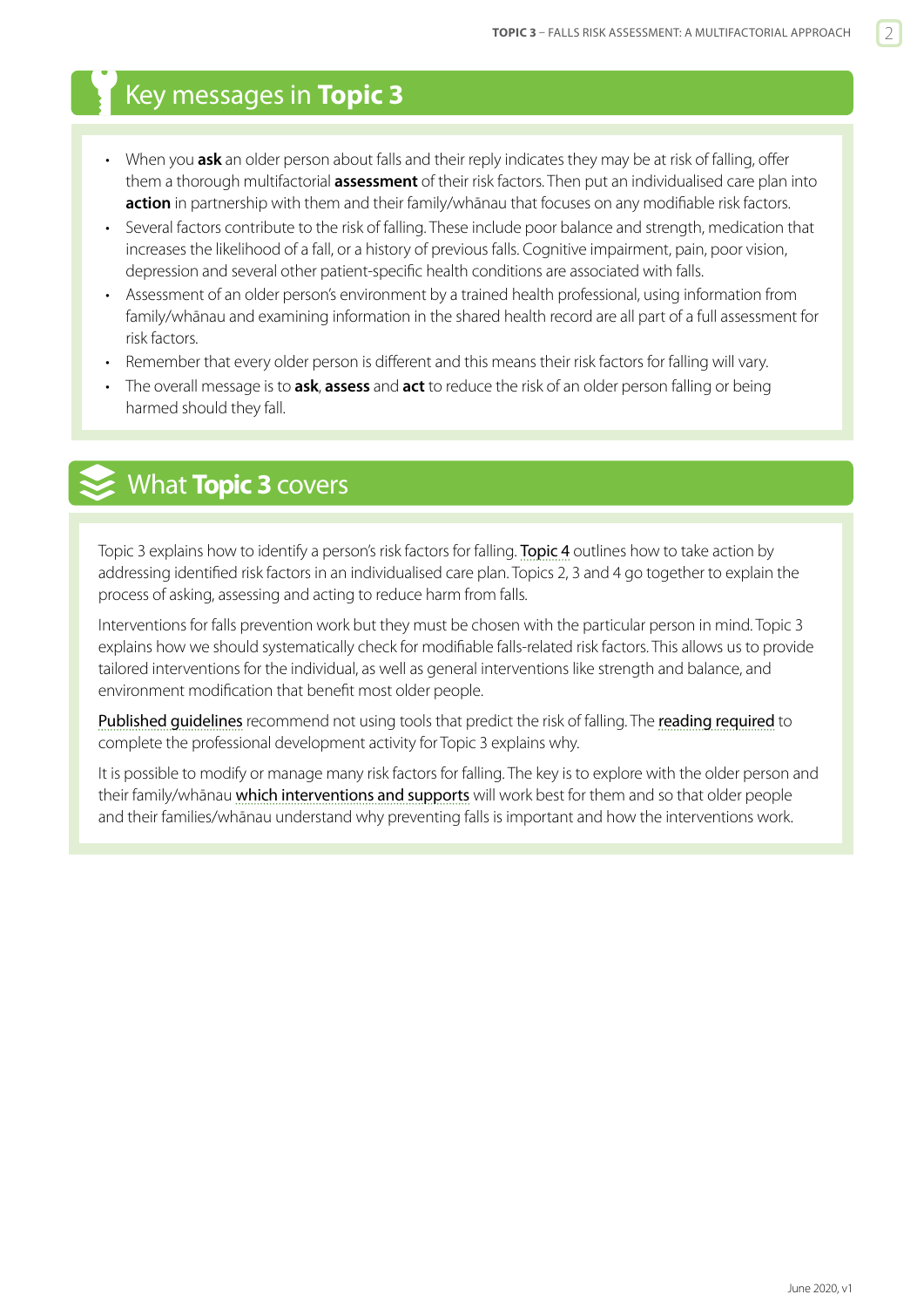## Key messages in **Topic 3**

- When you **ask** an older person about falls and their reply indicates they may be at risk of falling, offer them a thorough multifactorial **assessment** of their risk factors. Then put an individualised care plan into **action** in partnership with them and their family/whānau that focuses on any modifiable risk factors.
- Several factors contribute to the risk of falling. These include poor balance and strength, medication that increases the likelihood of a fall, or a history of previous falls. Cognitive impairment, pain, poor vision, depression and several other patient-specific health conditions are associated with falls.
- Assessment of an older person's environment by a trained health professional, using information from family/whānau and examining information in the shared health record are all part of a full assessment for risk factors.
- Remember that every older person is different and this means their risk factors for falling will vary.
- The overall message is to **ask**, **assess** and **act** to reduce the risk of an older person falling or being harmed should they fall.

## What **Topic 3** covers

Topic 3 explains how to identify a person's risk factors for falling. Topic 4 outlines how to take action by addressing identified risk factors in an individualised care plan. Topics 2, 3 and 4 go together to explain the process of asking, assessing and acting to reduce harm from falls.

Interventions for falls prevention work but they must be chosen with the particular person in mind. Topic 3 explains how we should systematically check for modifiable falls-related risk factors. This allows us to provide tailored interventions for the individual, as well as general interventions like strength and balance, and environment modification that benefit most older people.

Published guidelines recommend not using tools that predict the risk of falling. The reading required to complete the professional development activity for Topic 3 explains why.

It is possible to modify or manage many risk factors for falling. The key is to explore with the older person and their family/whānau which interventions and supports will work best for them and so that older people and their families/whānau understand why preventing falls is important and how the interventions work.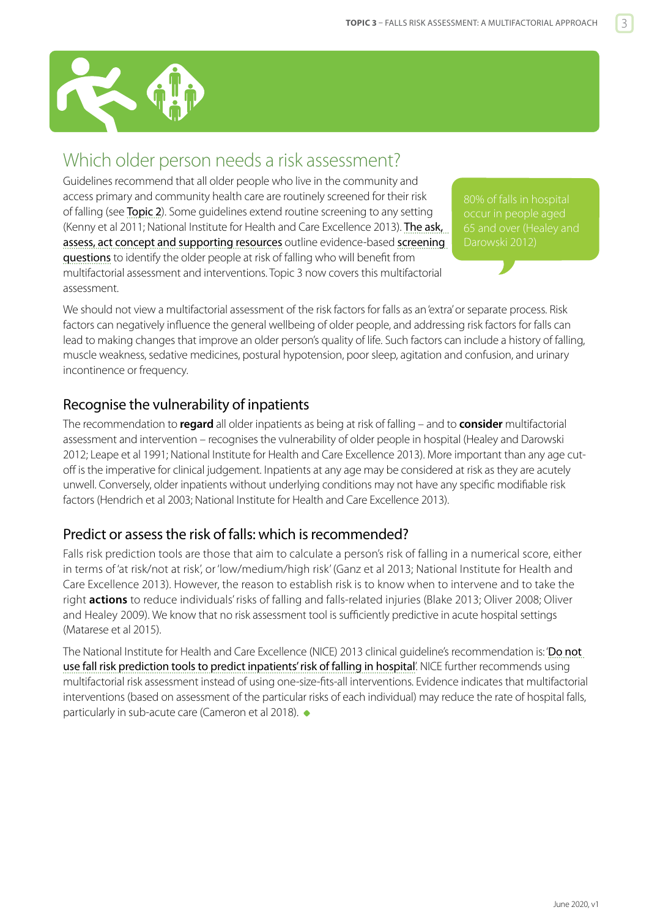## Which older person needs a risk assessment?

Guidelines recommend that all older people who live in the community and access primary and community health care are routinely screened for their risk of falling (see Topic 2). Some guidelines extend routine screening to any setting (Kenny et al 2011; National Institute for Health and Care Excellence 2013). The ask, assess, act concept and supporting resources outline evidence-based screening questions to identify the older people at risk of falling who will benefit from multifactorial assessment and interventions. Topic 3 now covers this multifactorial assessment.

80% of falls in hospital occur in people aged 65 and over (Healey and Darowski 2012)

We should not view a multifactorial assessment of the risk factors for falls as an 'extra' or separate process. Risk factors can negatively influence the general wellbeing of older people, and addressing risk factors for falls can lead to making changes that improve an older person's quality of life. Such factors can include a history of falling, muscle weakness, sedative medicines, postural hypotension, poor sleep, agitation and confusion, and urinary incontinence or frequency.

### Recognise the vulnerability of inpatients

The recommendation to **regard** all older inpatients as being at risk of falling – and to **consider** multifactorial assessment and intervention – recognises the vulnerability of older people in hospital (Healey and Darowski 2012; Leape et al 1991; National Institute for Health and Care Excellence 2013). More important than any age cut-off is the imperative for clinical judgement. Inpatients at any age may be considered at risk as they are acutely unwell. Conversely, older inpatients without underlying conditions may not have any specific modifiable risk factors (Hendrich et al 2003; National Institute for Health and Care Excellence 2013).

### Predict or assess the risk of falls: which is recommended?

Falls risk prediction tools are those that aim to calculate a person's risk of falling in a numerical score, either in terms of 'at risk/not at risk', or 'low/medium/high risk' (Ganz et al 2013; National Institute for Health and Care Excellence 2013). However, the reason to establish risk is to know when to intervene and to take the right **actions** to reduce individuals' risks of falling and falls-related injuries (Blake 2013; Oliver 2008; Oliver and Healey 2009). We know that no risk assessment tool is sufficiently predictive in acute hospital settings (Matarese et al 2015).

The National Institute for Health and Care Excellence (NICE) 2013 clinical guideline's recommendation is: 'Do not use fall risk prediction tools to predict inpatients' risk of falling in hospital'. NICE further recommends using multifactorial risk assessment instead of using one-size-fits-all interventions. Evidence indicates that multifactorial interventions (based on assessment of the particular risks of each individual) may reduce the rate of hospital falls, particularly in sub-acute care (Cameron et al 2018).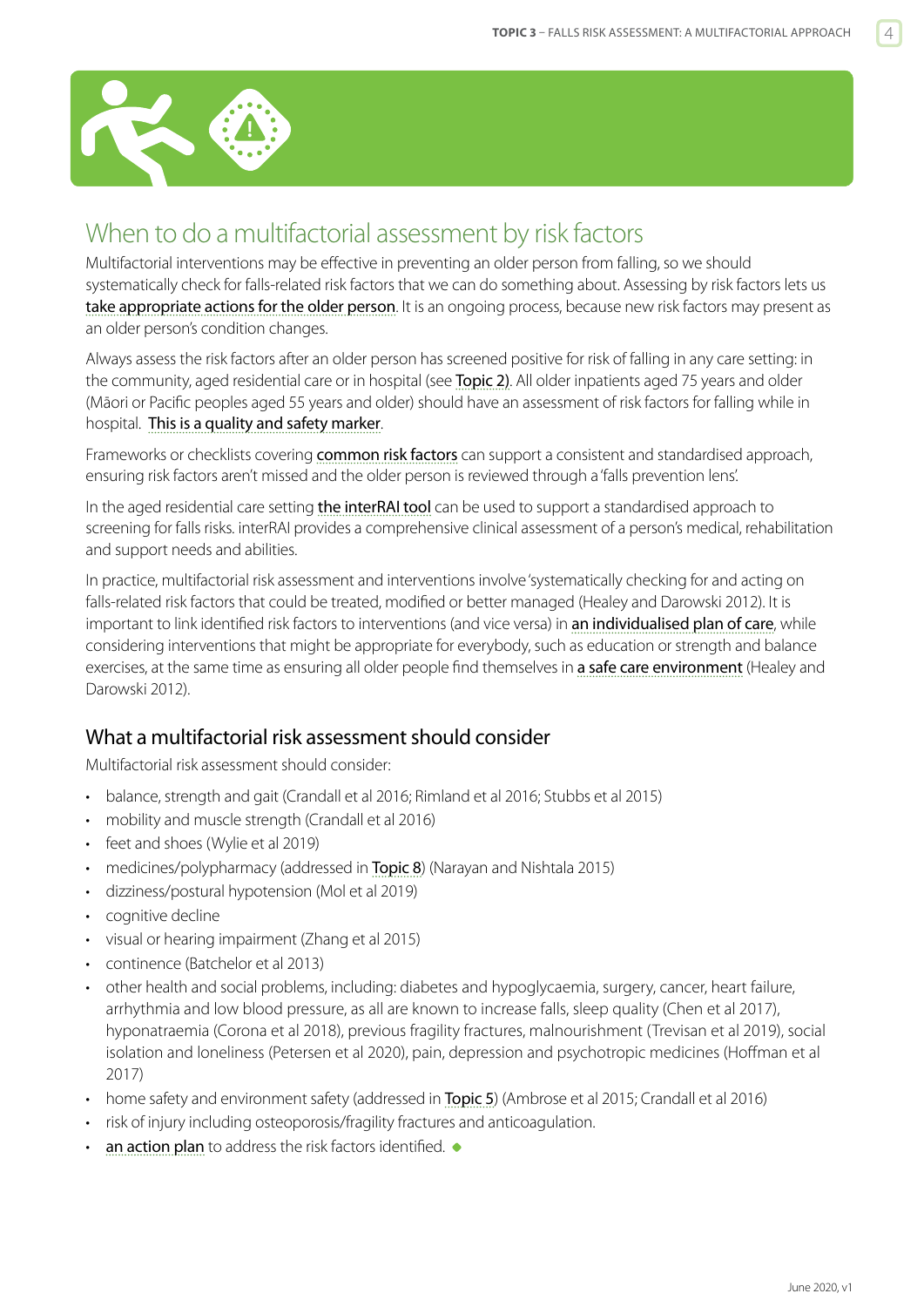## When to do a multifactorial assessment by risk factors

Multifactorial interventions may be effective in preventing an older person from falling, so we should systematically check for falls-related risk factors that we can do something about. Assessing by risk factors lets us take appropriate actions for the older person. It is an ongoing process, because new risk factors may present as an older person's condition changes.

Always assess the risk factors after an older person has screened positive for risk of falling in any care setting: in the community, aged residential care or in hospital (see Topic 2). All older inpatients aged 75 years and older (Māori or Pacific peoples aged 55 years and older) should have an assessment of risk factors for falling while in hospital. This is a quality and safety marker.

Frameworks or checklists covering common risk factors can support a consistent and standardised approach, ensuring risk factors aren't missed and the older person is reviewed through a 'falls prevention lens'.

In the aged residential care setting the interRAI tool can be used to support a standardised approach to screening for falls risks. interRAI provides a comprehensive clinical assessment of a person's medical, rehabilitation and support needs and abilities.

In practice, multifactorial risk assessment and interventions involve 'systematically checking for and acting on falls-related risk factors that could be treated, modified or better managed (Healey and Darowski 2012). It is important to link identified risk factors to interventions (and vice versa) in an individualised plan of care, while considering interventions that might be appropriate for everybody, such as education or strength and balance exercises, at the same time as ensuring all older people find themselves in a safe care environment (Healey and Darowski 2012).

### What a multifactorial risk assessment should consider

Multifactorial risk assessment should consider:

- balance, strength and gait (Crandall et al 2016; Rimland et al 2016; Stubbs et al 2015)
- mobility and muscle strength (Crandall et al 2016)
- feet and shoes (Wylie et al 2019)
- medicines/polypharmacy (addressed in Topic 8) (Narayan and Nishtala 2015)
- dizziness/postural hypotension (Mol et al 2019)
- cognitive decline
- visual or hearing impairment (Zhang et al 2015)
- continence (Batchelor et al 2013)
- other health and social problems, including: diabetes and hypoglycaemia, surgery, cancer, heart failure, arrhythmia and low blood pressure, as all are known to increase falls, sleep quality (Chen et al 2017), hyponatraemia (Corona et al 2018), previous fragility fractures, malnourishment (Trevisan et al 2019), social isolation and loneliness (Petersen et al 2020), pain, depression and psychotropic medicines (Hoffman et al 2017)
- home safety and environment safety (addressed in Topic 5) (Ambrose et al 2015; Crandall et al 2016)
- risk of injury including osteoporosis/fragility fractures and anticoagulation.
- an action plan to address the risk factors identified.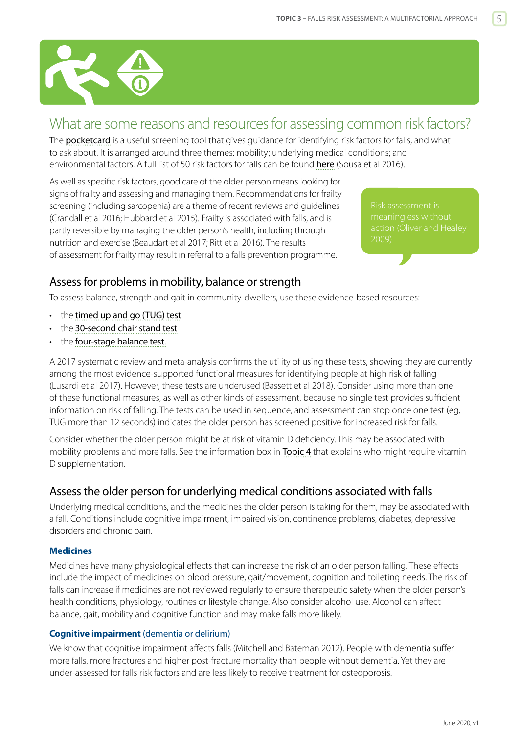## What are some reasons and resources for assessing common risk factors?

The pocketcard is a useful screening tool that gives guidance for identifying risk factors for falls, and what to ask about. It is arranged around three themes: mobility; underlying medical conditions; and environmental factors. A full list of 50 risk factors for falls can be found here (Sousa et al 2016).

As well as specific risk factors, good care of the older person means looking for signs of frailty and assessing and managing them. Recommendations for frailty screening (including sarcopenia) are a theme of recent reviews and guidelines (Crandall et al 2016; Hubbard et al 2015). Frailty is associated with falls, and is partly reversible by managing the older person's health, including through nutrition and exercise (Beaudart et al 2017; Ritt et al 2016). The results of assessment for frailty may result in referral to a falls prevention programme.

> Risk assessment is meaningless without action (Oliver and Healey 2009)

### Assess for problems in mobility, balance or strength

To assess balance, strength and gait in community-dwellers, use these evidence-based resources:

- the timed up and go (TUG) test
- the 30-second chair stand test
- the four-stage balance test.

A 2017 systematic review and meta-analysis confirms the utility of using these tests, showing they are currently among the most evidence-supported functional measures for identifying people at high risk of falling (Lusardi et al 2017). However, these tests are underused (Bassett et al 2018). Consider using more than one of these functional measures, as well as other kinds of assessment, because no single test provides sufficient information on risk of falling. The tests can be used in sequence, and assessment can stop once one test (eg, TUG more than 12 seconds) indicates the older person has screened positive for increased risk for falls.

Consider whether the older person might be at risk of vitamin D deficiency. This may be associated with mobility problems and more falls. See the information box in Topic 4 that explains who might require vitamin D supplementation.

### Assess the older person for underlying medical conditions associated with falls

Underlying medical conditions, and the medicines the older person is taking for them, may be associated with a fall. Conditions include cognitive impairment, impaired vision, continence problems, diabetes, depressive disorders and chronic pain.

#### Medicines

Medicines have many physiological effects that can increase the risk of an older person falling. These effects include the impact of medicines on blood pressure, gait/movement, cognition and toileting needs. The risk of falls can increase if medicines are not reviewed regularly to ensure therapeutic safety when the older person's health conditions, physiology, routines or lifestyle change. Also consider alcohol use. Alcohol can affect balance, gait, mobility and cognitive function and may make falls more likely.

#### Cognitive impairment (dementia or delirium)

We know that cognitive impairment affects falls (Mitchell and Bateman 2012). People with dementia suffer more falls, more fractures and higher post-fracture mortality than people without dementia. Yet they are under-assessed for falls risk factors and are less likely to receive treatment for osteoporosis.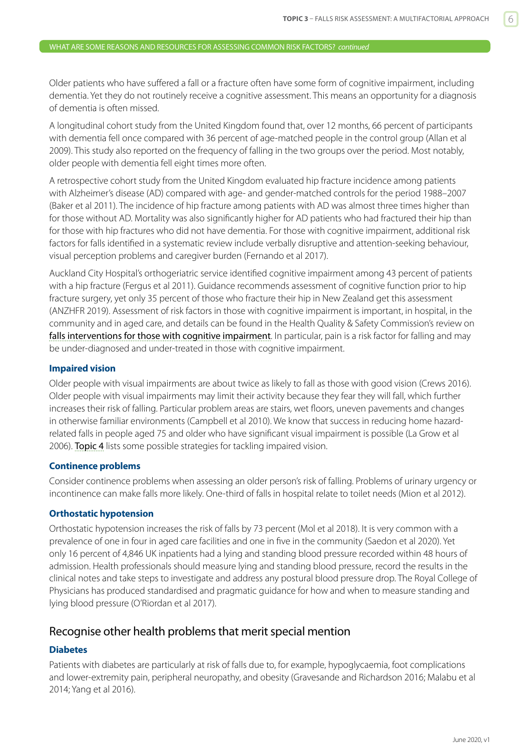WHAT ARE SOME REASONS AND RESOURCES FOR ASSESSING COMMON RISK FACTORS? *continued*

Older patients who have suffered a fall or a fracture often have some form of cognitive impairment, including dementia. Yet they do not routinely receive a cognitive assessment. This means an opportunity for a diagnosis of dementia is often missed.

A longitudinal cohort study from the United Kingdom found that, over 12 months, 66 percent of participants with dementia fell once compared with 36 percent of age-matched people in the control group (Allan et al 2009). This study also reported on the frequency of falling in the two groups over the period. Most notably, older people with dementia fell eight times more often.

A retrospective cohort study from the United Kingdom evaluated hip fracture incidence among patients with Alzheimer's disease (AD) compared with age- and gender-matched controls for the period 1988–2007 (Baker et al 2011). The incidence of hip fracture among patients with AD was almost three times higher than for those without AD. Mortality was also significantly higher for AD patients who had fractured their hip than for those with hip fractures who did not have dementia. For those with cognitive impairment, additional risk factors for falls identified in a systematic review include verbally disruptive and attention-seeking behaviour, visual perception problems and caregiver burden (Fernando et al 2017).

Auckland City Hospital's orthogeriatric service identified cognitive impairment among 43 percent of patients with a hip fracture (Fergus et al 2011). Guidance recommends assessment of cognitive function prior to hip fracture surgery, yet only 35 percent of those who fracture their hip in New Zealand get this assessment (ANZHFR 2019). Assessment of risk factors in those with cognitive impairment is important, in hospital, in the community and in aged care, and details can be found in the Health Quality & Safety Commission's review on falls interventions for those with cognitive impairment. In particular, pain is a risk factor for falling and may be under-diagnosed and under-treated in those with cognitive impairment.

### Impaired vision

Older people with visual impairments are about twice as likely to fall as those with good vision (Crews 2016). Older people with visual impairments may limit their activity because they fear they will fall, which further increases their risk of falling. Particular problem areas are stairs, wet floors, uneven pavements and changes in otherwise familiar environments (Campbell et al 2010). We know that success in reducing home hazard-related falls in people aged 75 and older who have significant visual impairment is possible (La Grow et al 2006). Topic 4 lists some possible strategies for tackling impaired vision.

### Continence problems

Consider continence problems when assessing an older person's risk of falling. Problems of urinary urgency or incontinence can make falls more likely. One-third of falls in hospital relate to toilet needs (Mion et al 2012).

### Orthostatic hypotension

Orthostatic hypotension increases the risk of falls by 73 percent (Mol et al 2018). It is very common with a prevalence of one in four in aged care facilities and one in five in the community (Saedon et al 2020). Yet only 16 percent of 4,846 UK inpatients had a lying and standing blood pressure recorded within 48 hours of admission. Health professionals should measure lying and standing blood pressure, record the results in the clinical notes and take steps to investigate and address any postural blood pressure drop. The Royal College of Physicians has produced standardised and pragmatic guidance for how and when to measure standing and lying blood pressure (O'Riordan et al 2017).

## Recognise other health problems that merit special mention

### Diabetes

Patients with diabetes are particularly at risk of falls due to, for example, hypoglycaemia, foot complications and lower-extremity pain, peripheral neuropathy, and obesity (Gravesande and Richardson 2016; Malabu et al 2014; Yang et al 2016).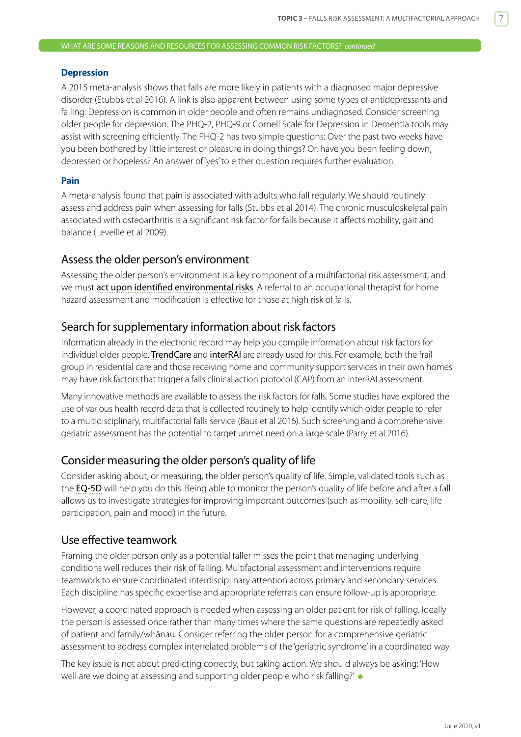WHAT ARE SOME REASONS AND RESOURCES FOR ASSESSING COMMON RISK FACTORS? *continued*

### Depression

A 2015 meta-analysis shows that falls are more likely in patients with a diagnosed major depressive disorder (Stubbs et al 2016). A link is also apparent between using some types of antidepressants and falling. Depression is common in older people and often remains undiagnosed. Consider screening older people for depression. The PHQ-2, PHQ-9 or Cornell Scale for Depression in Dementia tools may assist with screening efficiently. The PHQ-2 has two simple questions: Over the past two weeks have you been bothered by little interest or pleasure in doing things? Or, have you been feeling down, depressed or hopeless? An answer of 'yes' to either question requires further evaluation.

### Pain

A meta-analysis found that pain is associated with adults who fall regularly. We should routinely assess and address pain when assessing for falls (Stubbs et al 2014). The chronic musculoskeletal pain associated with osteoarthritis is a significant risk factor for falls because it affects mobility, gait and balance (Leveille et al 2009).

## Assess the older person's environment

Assessing the older person's environment is a key component of a multifactorial risk assessment, and we must act upon identified environmental risks. A referral to an occupational therapist for home hazard assessment and modification is effective for those at high risk of falls.

## Search for supplementary information about risk factors

Information already in the electronic record may help you compile information about risk factors for individual older people. TrendCare and interRAI are already used for this. For example, both the frail group in residential care and those receiving home and community support services in their own homes may have risk factors that trigger a falls clinical action protocol (CAP) from an interRAI assessment.

Many innovative methods are available to assess the risk factors for falls. Some studies have explored the use of various health record data that is collected routinely to help identify which older people to refer to a multidisciplinary, multifactorial falls service (Baus et al 2016). Such screening and a comprehensive geriatric assessment has the potential to target unmet need on a large scale (Parry et al 2016).

## Consider measuring the older person's quality of life

Consider asking about, or measuring, the older person's quality of life. Simple, validated tools such as the EQ-5D will help you do this. Being able to monitor the person's quality of life before and after a fall allows us to investigate strategies for improving important outcomes (such as mobility, self-care, life participation, pain and mood) in the future.

## Use effective teamwork

Framing the older person only as a potential faller misses the point that managing underlying conditions well reduces their risk of falling. Multifactorial assessment and interventions require teamwork to ensure coordinated interdisciplinary attention across primary and secondary services. Each discipline has specific expertise and appropriate referrals can ensure follow-up is appropriate.

However, a coordinated approach is needed when assessing an older patient for risk of falling. Ideally the person is assessed once rather than many times where the same questions are repeatedly asked of patient and family/whānau. Consider referring the older person for a comprehensive geriatric assessment to address complex interrelated problems of the 'geriatric syndrome' in a coordinated way.

The key issue is not about predicting correctly, but taking action. We should always be asking: 'How well are we doing at assessing and supporting older people who risk falling?'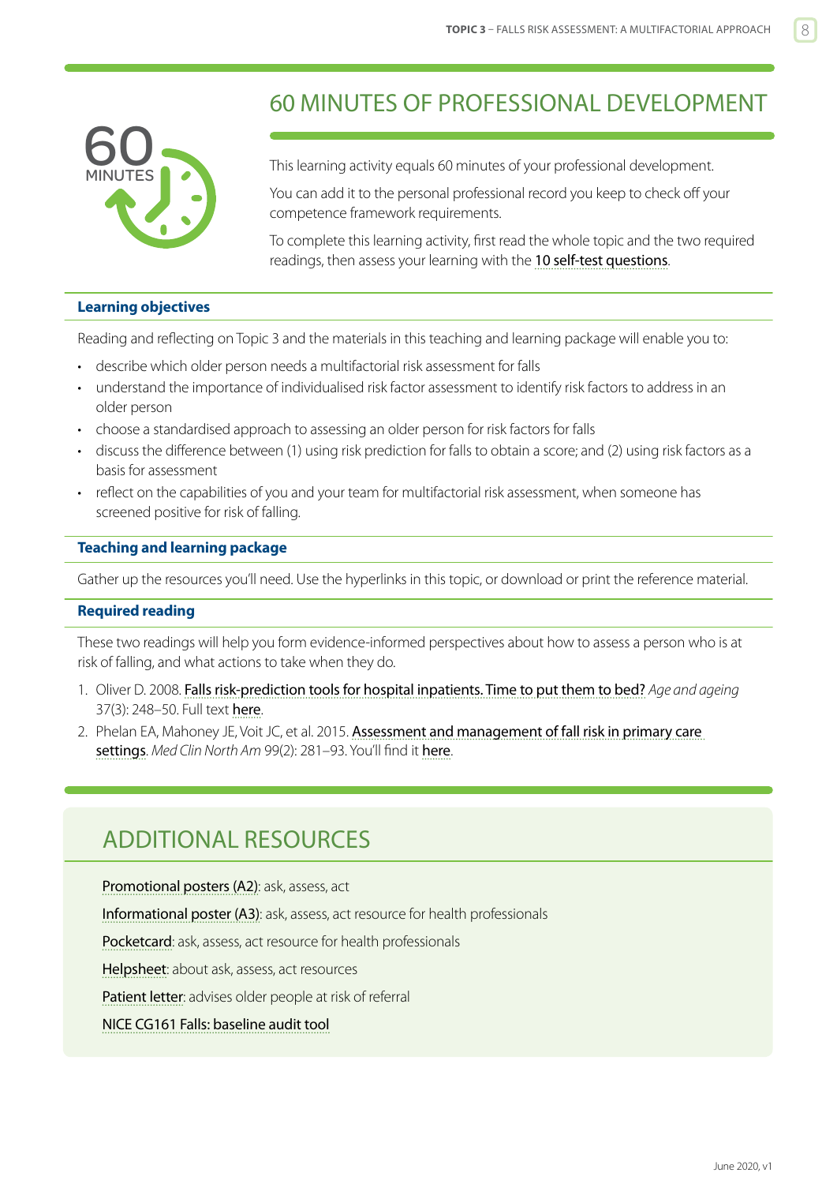# 60 MINUTES OF PROFESSIONAL DEVELOPMENT

This learning activity equals 60 minutes of your professional development.

You can add it to the personal professional record you keep to check off your competence framework requirements.

To complete this learning activity, first read the whole topic and the two required readings, then assess your learning with the 10 self-test questions.

### Learning objectives

Reading and reflecting on Topic 3 and the materials in this teaching and learning package will enable you to:

- describe which older person needs a multifactorial risk assessment for falls
- understand the importance of individualised risk factor assessment to identify risk factors to address in an older person
- choose a standardised approach to assessing an older person for risk factors for falls
- discuss the difference between (1) using risk prediction for falls to obtain a score; and (2) using risk factors as a basis for assessment
- reflect on the capabilities of you and your team for multifactorial risk assessment, when someone has screened positive for risk of falling.

### Teaching and learning package

Gather up the resources you'll need. Use the hyperlinks in this topic, or download or print the reference material.

### Required reading

These two readings will help you form evidence-informed perspectives about how to assess a person who is at risk of falling, and what actions to take when they do.

1. Oliver D. 2008. Falls risk-prediction tools for hospital inpatients. Time to put them to bed? *Age and ageing* 37(3): 248–50. Full text here.
2. Phelan EA, Mahoney JE, Voit JC, et al. 2015. Assessment and management of fall risk in primary care settings. *Med Clin North Am* 99(2): 281–93. You'll find it here.

## ADDITIONAL RESOURCES

Promotional posters (A2): ask, assess, act

Informational poster (A3): ask, assess, act resource for health professionals

Pocketcard: ask, assess, act resource for health professionals

Helpsheet: about ask, assess, act resources

Patient letter: advises older people at risk of referral

NICE CG161 Falls: baseline audit tool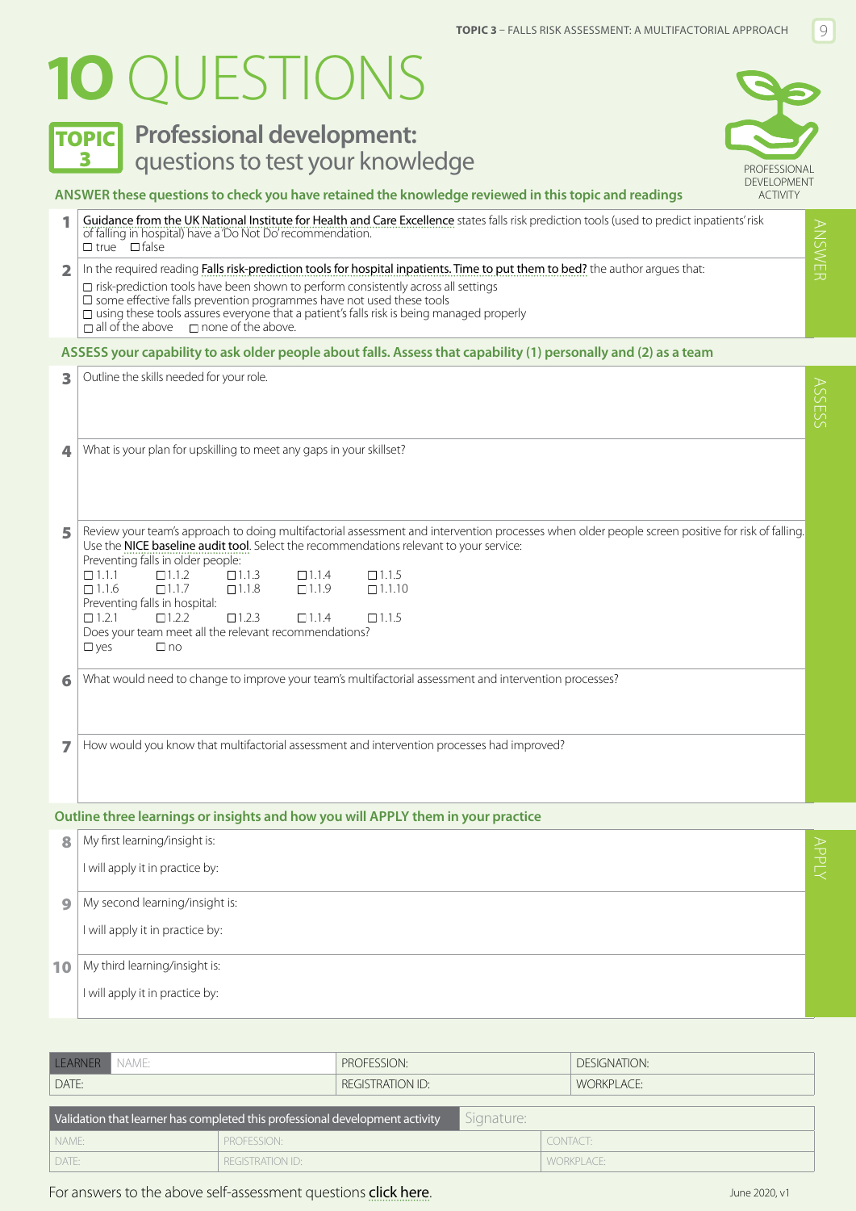# 10 QUESTIONS

## TOPIC 3

## Professional development: questions to test your knowledge

PROFESSIONAL DEVELOPMENT ACTIVITY

**ANSWER these questions to check you have retained the knowledge reviewed in this topic and readings**

**1** Guidance from the UK National Institute for Health and Care Excellence states falls risk prediction tools (used to predict inpatients' risk of falling in hospital) have a 'Do Not Do' recommendation.
☐ true ☐ false

**2** In the required reading Falls risk-prediction tools for hospital inpatients. Time to put them to bed? the author argues that:
☐ risk-prediction tools have been shown to perform consistently across all settings
☐ some effective falls prevention programmes have not used these tools
☐ using these tools assures everyone that a patient's falls risk is being managed properly
☐ all of the above ☐ none of the above.

**ASSESS your capability to ask older people about falls. Assess that capability (1) personally and (2) as a team**

**3** Outline the skills needed for your role.

**4** What is your plan for upskilling to meet any gaps in your skillset?

**5** Review your team's approach to doing multifactorial assessment and intervention processes when older people screen positive for risk of falling. Use the NICE baseline audit tool. Select the recommendations relevant to your service:

Preventing falls in older people:
☐ 1.1.1 ☐ 1.1.2 ☐ 1.1.3 ☐ 1.1.4 ☐ 1.1.5
☐ 1.1.6 ☐ 1.1.7 ☐ 1.1.8 ☐ 1.1.9 ☐ 1.1.10

Preventing falls in hospital:
☐ 1.2.1 ☐ 1.2.2 ☐ 1.2.3 ☐ 1.1.4 ☐ 1.1.5

Does your team meet all the relevant recommendations?
☐ yes ☐ no

**6** What would need to change to improve your team's multifactorial assessment and intervention processes?

**7** How would you know that multifactorial assessment and intervention processes had improved?

**Outline three learnings or insights and how you will APPLY them in your practice**

**8** My first learning/insight is:

I will apply it in practice by:

**9** My second learning/insight is:

I will apply it in practice by:

**10** My third learning/insight is:

I will apply it in practice by:

| LEARNER NAME: | PROFESSION: | DESIGNATION: |
|---|---|---|
| DATE: | REGISTRATION ID: | WORKPLACE: |

| Validation that learner has completed this professional development activity | | Signature: |
|---|---|---|
| NAME: | PROFESSION: | CONTACT: |
| DATE: | REGISTRATION ID: | WORKPLACE: |

For answers to the above self-assessment questions click here.

June 2020, v1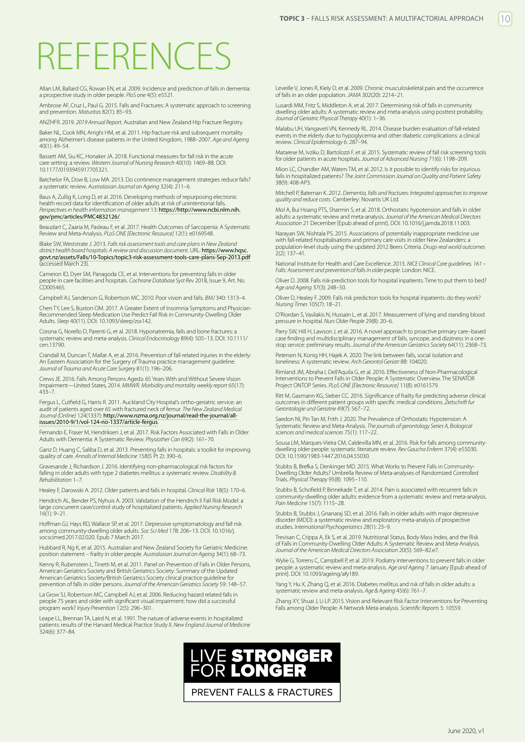# REFERENCES

Allan LM, Ballard CG, Rowan EN, et al. 2009. Incidence and prediction of falls in dementia: a prospective study in older people. *PloS one* 4(5): e5521.

Ambrose AF, Cruz L, Paul G. 2015. Falls and Fractures: A systematic approach to screening and prevention. *Maturitas* 82(1): 85–93.

ANZHFR. 2019. *2019 Annual Report*. Australian and New Zealand Hip Fracture Registry.

Baker NL, Cook MN, Arrighi HM, et al. 2011. Hip fracture risk and subsequent mortality among Alzheimer's disease patients in the United Kingdom, 1988–2007. *Age and Ageing* 40(1): 49–54.

Bassett AM, Siu KC, Honaker JA. 2018. Functional measures for fall risk in the acute care setting: a review. *Western Journal of Nursing Research* 40(10): 1469–88. DOI: 10.1177/0193945917705321.

Batchelor FA, Dow B, Low MA. 2013. Do continence management strategies reduce falls? a systematic review. *Australasian Journal on Ageing* 32(4): 211–6.

Baus A, Zullig K, Long D, et al. 2016. Developing methods of repurposing electronic health record data for identification of older adults at risk of unintentional falls. *Perspectives in health information management* 13: https://http://www.ncbi.nlm.nih.gov/pmc/articles/PMC4832126/.

Beaudart C, Zaaria M, Pasleau F, et al. 2017. Health Outcomes of Sarcopenia: A Systematic Review and Meta-Analysis. *PLoS ONE [Electronic Resource]* 12(1): e0169548.

Blake SW, Weststrate J. 2013. *Falls risk assessment tools and care plans in New Zealand district health board hospitals: A review and discussion document*. URL: https://www.hqsc.govt.nz/assets/Falls/10-Topics/topic3-risk-assessment-tools-care-plans-Sep-2013.pdf (accessed March 23).

Cameron ID, Dyer SM, Panagoda CE, et al. Interventions for preventing falls in older people in care facilities and hospitals. *Cochrane Database Syst Rev* 2018, Issue 9, Art. No. CD005465.

Campbell AJ, Sanderson G, Robertson MC. 2010. Poor vision and falls. *BMJ* 340: 1313–4.

Chen TY, Lee S, Buxton OM. 2017. A Greater Extent of Insomnia Symptoms and Physician-Recommended Sleep Medication Use Predict Fall Risk in Community-Dwelling Older Adults. *Sleep* 40(11). DOI: 10.1093/sleep/zsx142.

Corona G, Norello D, Parenti G, et al. 2018. Hyponatremia, falls and bone fractures: a systematic review and meta-analysis. *Clinical Endocrinology* 89(4): 505–13. DOI: 10.1111/cen.13790.

Crandall M, Duncan T, Mallat A, et al. 2016. Prevention of fall-related injuries in the elderly: An Eastern Association for the Surgery of Trauma practice management guideline. *Journal of Trauma and Acute Care Surgery* 81(1): 196–206.

Crews JE. 2016. Falls Among Persons Aged≥ 65 Years With and Without Severe Vision Impairment—United States, 2014. *MMWR. Morbidity and mortality weekly report* 65(17): 433–7.

Fergus L, Cutfield G, Harris R. 2011. Auckland City Hospital's ortho-geriatric service: an audit of patients aged over 65 with fractured neck of femur. *The New Zealand Medical Journal (Online)* 124(1337): http://www.nzma.org.nz/journal/read-the-journal/all-issues/2010-9/1/vol-124-no-1337/article-fergus.

Fernando E, Fraser M, Hendriksen J, et al. 2017. Risk Factors Associated with Falls in Older Adults with Dementia: A Systematic Review. *Physiother Can* 69(2): 161–70.

Ganz D, Huang C, Saliba D, et al. 2013. Preventing falls in hospitals: a toolkit for improving quality of care. *Annals of Internal Medicine* 158(5 Pt 2): 390–6.

Gravesande J, Richardson J. 2016. Identifying non-pharmacological risk factors for falling in older adults with type 2 diabetes mellitus: a systematic review. *Disability & Rehabilitation* 1–7.

Healey F, Darowski A. 2012. Older patients and falls in hospital. *Clinical Risk* 18(5): 170–6.

Hendrich AL, Bender PS, Nyhuis A. 2003. Validation of the Hendrich II Fall Risk Model: a large concurrent case/control study of hospitalized patients. *Applied Nursing Research* 16(1): 9–21.

Hoffman GJ, Hays RD, Wallace SP, et al. 2017. Depressive symptomatology and fall risk among community-dwelling older adults. *Soc Sci Med* 178: 206–13. DOI: 10.1016/j.socscimed.2017.02.020. Epub 7 March 2017.

Hubbard R, Ng K, et al. 2015. Australian and New Zealand Society for Geriatric Medicine: position statement – frailty in older people. *Australasian Journal on Ageing* 34(1): 68–73.

Kenny R, Rubenstein L, Tinetti M, et al. 2011. Panel on Prevention of Falls in Older Persons, American Geriatrics Society and British Geriatrics Society: Summary of the Updated American Geriatrics Society/British Geriatrics Society clinical practice guideline for prevention of falls in older persons. *Journal of the American Geriatrics Society* 59: 148–57.

La Grow SJ, Robertson MC, Campbell AJ, et al. 2006. Reducing hazard related falls in people 75 years and older with significant visual impairment: how did a successful program work? *Injury Prevention* 12(5): 296–301.

Leape LL, Brennan TA, Laird N, et al. 1991. The nature of adverse events in hospitalized patients: results of the Harvard Medical Practice Study II. *New England Journal of Medicine* 324(6): 377–84.

Leveille V, Jones R, Kiely D, et al. 2009. Chronic musculoskeletal pain and the occurrence of falls in an older population. *JAMA* 302(20): 2214–21.

Lusardi MM, Fritz S, Middleton A, et al. 2017. Determining risk of falls in community dwelling older adults: A systematic review and meta-analysis using posttest probability. *Journal of Geriatric Physical Therapy* 40(1): 1–36.

Malabu UH, Vangaveti VN, Kennedy RL. 2014. Disease burden evaluation of fall-related events in the elderly due to hypoglycemia and other diabetic complications: a clinical review. *Clinical Epidemiology* 6: 287–94.

Matarese M, Ivziku D, Bartolozzi F, et al. 2015. Systematic review of fall risk screening tools for older patients in acute hospitals. *Journal of Advanced Nursing* 71(6): 1198–209.

Mion LC, Chandler AM, Waters TM, et al. 2012. Is it possible to identify risks for injurious falls in hospitalized patients? *The Joint Commission Journal on Quality and Patient Safety* 38(9): 408-AP3.

Mitchell P, Bateman K. 2012. *Dementia, falls and fractures: Integrated approaches to improve quality and reduce costs*. Camberley: Novartis UK Ltd.

Mol A, Bui Hoang PTS, Sharmin S, et al. 2018. Orthostatic hypotension and falls in older adults: a systematic review and meta-analysis. *Journal of the American Medical Directors Association* 21 December [Epub ahead of print]. DOI: 10.1016/j.jamda.2018.11.003.

Narayan SW, Nishtala PS. 2015. Associations of potentially inappropriate medicine use with fall-related hospitalisations and primary care visits in older New Zealanders: a population-level study using the updated 2012 Beers Criteria. *Drugs-real world outcomes* 2(2): 137–41.

National Institute for Health and Care Excellence. 2013. *NICE Clinical Care guidelines. 161 – Falls: Assessment and prevention of falls in older people*. London: NICE.

Oliver D. 2008. Falls risk-prediction tools for hospital inpatients. Time to put them to bed? *Age and Ageing* 37(3): 248–50.

Oliver D, Healey F. 2009. Falls risk prediction tools for hospital inpatients: do they work? *Nursing Times* 105(7): 18–21.

O'Riordan S, Vasilakis N, Hussain L, et al. 2017. Measurement of lying and standing blood pressure in hospital. *Nurs Older People* 29(8): 20–6.

Parry SW, Hill H, Lawson J, et al. 2016. A novel approach to proactive primary care–based case finding and multidisciplinary management of falls, syncope, and dizziness in a one-stop service: preliminary results. *Journal of the American Geriatrics Society* 64(11): 2368–73.

Petersen N, Konig HH, Hajek A. 2020. The link between falls, social isolation and loneliness: A systematic review. *Arch Gerontol Geriatr* 88: 104020.

Rimland JM, Abraha I, Dell'Aquila G, et al. 2016. Effectiveness of Non-Pharmacological Interventions to Prevent Falls in Older People: A Systematic Overview. The SENATOR Project ONTOP Series. *PLoS ONE [Electronic Resource]* 11(8): e0161579.

Ritt M, Gasmann KG, Sieber CC. 2016. Significance of frailty for predicting adverse clinical outcomes in different patient groups with specific medical conditions. *Zeitschrift fur Gerontologie und Geriatrie* 49(7): 567–72.

Saedon NI, Pin Tan M, Frith J. 2020. The Prevalence of Orthostatic Hypotension: A Systematic Review and Meta-Analysis. *The journals of gerontology Series A, Biological sciences and medical sciences* 75(1): 117–22.

Sousa LM, Marques-Vieira CM, Caldevilla MN, et al. 2016. Risk for falls among community-dwelling older people: systematic literature review. *Rev Gaucha Enferm* 37(4): e55030. DOI: 10.1590/1983-1447.2016.04.55030.

Stubbs B, Brefka S, Denkinger MD. 2015. What Works to Prevent Falls in Community-Dwelling Older Adults? Umbrella Review of Meta-analyses of Randomized Controlled Trials. *Physical Therapy* 95(8): 1095–110.

Stubbs B, Schofield P, Binnekade T, et al. 2014. Pain is associated with recurrent falls in community-dwelling older adults: evidence from a systematic review and meta-analysis. *Pain Medicine* 15(7): 1115–28.

Stubbs B, Stubbs J, Gnanaraj SD, et al. 2016. Falls in older adults with major depressive disorder (MDD): a systematic review and exploratory meta-analysis of prospective studies. *International Psychogeriatrics* 28(1): 23–9.

Trevisan C, Crippa A, Ek S, et al. 2019. Nutritional Status, Body Mass Index, and the Risk of Falls in Community-Dwelling Older Adults: A Systematic Review and Meta-Analysis. *Journal of the American Medical Directors Association* 20(5): 569–82.e7.

Wylie G, Torrens C, Campbell P, et al. 2019. Podiatry interventions to prevent falls in older people: a systematic review and meta-analysis. *Age and Ageing* 7 January [Epub ahead of print]. DOI: 10.1093/ageing/afy189.

Yang Y, Hu X, Zhang Q, et al. 2016. Diabetes mellitus and risk of falls in older adults: a systematic review and meta-analysis. *Age & Ageing* 45(6): 761–7.

Zhang XY, Shuai J, Li LP. 2015. Vision and Relevant Risk Factor Interventions for Preventing Falls among Older People: A Network Meta-analysis. *Scientific Reports* 5: 10559.

LIVE **STRONGER** FOR **LONGER**

PREVENT FALLS & FRACTURES

June 2020, v1